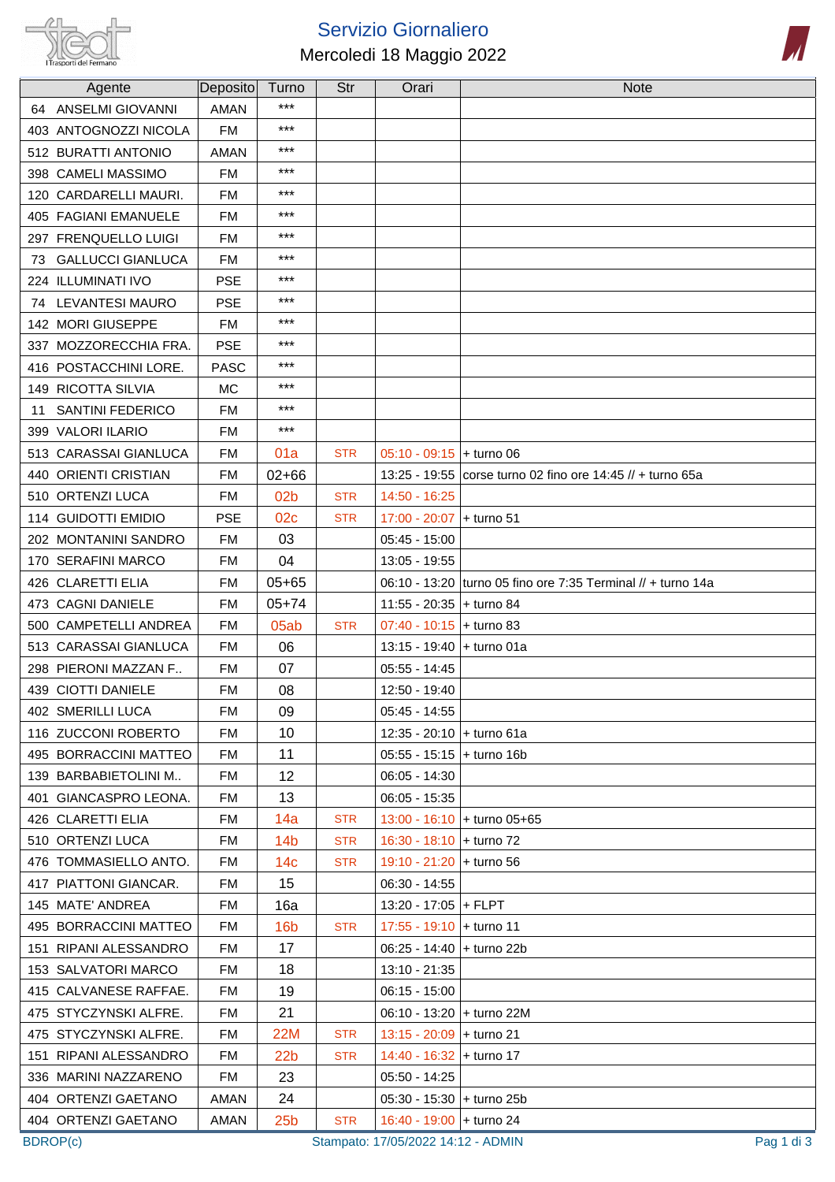# Servizio Giornaliero

## Mercoledì 18 Maggio 2022

| Agente | Deposito | Turno | Str | Orari | Note |
|---|---|---|---|---|---|
| 64 ANSELMI GIOVANNI | AMAN | *** | | | |
| 403 ANTOGNOZZI NICOLA | FM | *** | | | |
| 512 BURATTI ANTONIO | AMAN | *** | | | |
| 398 CAMELI MASSIMO | FM | *** | | | |
| 120 CARDARELLI MAURI. | FM | *** | | | |
| 405 FAGIANI EMANUELE | FM | *** | | | |
| 297 FRENQUELLO LUIGI | FM | *** | | | |
| 73 GALLUCCI GIANLUCA | FM | *** | | | |
| 224 ILLUMINATI IVO | PSE | *** | | | |
| 74 LEVANTESI MAURO | PSE | *** | | | |
| 142 MORI GIUSEPPE | FM | *** | | | |
| 337 MOZZORECCHIA FRA. | PSE | *** | | | |
| 416 POSTACCHINI LORE. | PASC | *** | | | |
| 149 RICOTTA SILVIA | MC | *** | | | |
| 11 SANTINI FEDERICO | FM | *** | | | |
| 399 VALORI ILARIO | FM | *** | | | |
| 513 CARASSAI GIANLUCA | FM | 01a | STR | 05:10 - 09:15 | + turno 06 |
| 440 ORIENTI CRISTIAN | FM | 02+66 | | 13:25 - 19:55 | corse turno 02 fino ore 14:45 // + turno 65a |
| 510 ORTENZI LUCA | FM | 02b | STR | 14:50 - 16:25 | |
| 114 GUIDOTTI EMIDIO | PSE | 02c | STR | 17:00 - 20:07 | + turno 51 |
| 202 MONTANINI SANDRO | FM | 03 | | 05:45 - 15:00 | |
| 170 SERAFINI MARCO | FM | 04 | | 13:05 - 19:55 | |
| 426 CLARETTI ELIA | FM | 05+65 | | 06:10 - 13:20 | turno 05 fino ore 7:35 Terminal // + turno 14a |
| 473 CAGNI DANIELE | FM | 05+74 | | 11:55 - 20:35 | + turno 84 |
| 500 CAMPETELLI ANDREA | FM | 05ab | STR | 07:40 - 10:15 | + turno 83 |
| 513 CARASSAI GIANLUCA | FM | 06 | | 13:15 - 19:40 | + turno 01a |
| 298 PIERONI MAZZAN F.. | FM | 07 | | 05:55 - 14:45 | |
| 439 CIOTTI DANIELE | FM | 08 | | 12:50 - 19:40 | |
| 402 SMERILLI LUCA | FM | 09 | | 05:45 - 14:55 | |
| 116 ZUCCONI ROBERTO | FM | 10 | | 12:35 - 20:10 | + turno 61a |
| 495 BORRACCINI MATTEO | FM | 11 | | 05:55 - 15:15 | + turno 16b |
| 139 BARBABIETOLINI M.. | FM | 12 | | 06:05 - 14:30 | |
| 401 GIANCASPRO LEONA. | FM | 13 | | 06:05 - 15:35 | |
| 426 CLARETTI ELIA | FM | 14a | STR | 13:00 - 16:10 | + turno 05+65 |
| 510 ORTENZI LUCA | FM | 14b | STR | 16:30 - 18:10 | + turno 72 |
| 476 TOMMASIELLO ANTO. | FM | 14c | STR | 19:10 - 21:20 | + turno 56 |
| 417 PIATTONI GIANCAR. | FM | 15 | | 06:30 - 14:55 | |
| 145 MATE' ANDREA | FM | 16a | | 13:20 - 17:05 | + FLPT |
| 495 BORRACCINI MATTEO | FM | 16b | STR | 17:55 - 19:10 | + turno 11 |
| 151 RIPANI ALESSANDRO | FM | 17 | | 06:25 - 14:40 | + turno 22b |
| 153 SALVATORI MARCO | FM | 18 | | 13:10 - 21:35 | |
| 415 CALVANESE RAFFAE. | FM | 19 | | 06:15 - 15:00 | |
| 475 STYCZYNSKI ALFRE. | FM | 21 | | 06:10 - 13:20 | + turno 22M |
| 475 STYCZYNSKI ALFRE. | FM | 22M | STR | 13:15 - 20:09 | + turno 21 |
| 151 RIPANI ALESSANDRO | FM | 22b | STR | 14:40 - 16:32 | + turno 17 |
| 336 MARINI NAZZARENO | FM | 23 | | 05:50 - 14:25 | |
| 404 ORTENZI GAETANO | AMAN | 24 | | 05:30 - 15:30 | + turno 25b |
| 404 ORTENZI GAETANO | AMAN | 25b | STR | 16:40 - 19:00 | + turno 24 |

BDROP(c) Stampato: 17/05/2022 14:12 - ADMIN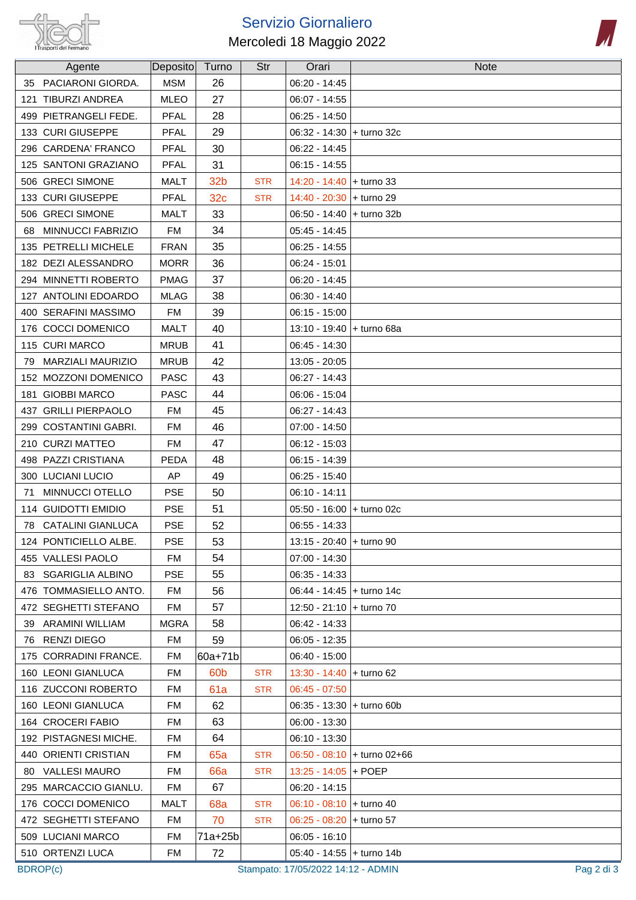# Servizio Giornaliero

Mercoledì 18 Maggio 2022

| Agente | Deposito | Turno | Str | Orari | Note |
|---|---|---|---|---|---|
| 35 PACIARONI GIORDA. | MSM | 26 | | 06:20 - 14:45 | |
| 121 TIBURZI ANDREA | MLEO | 27 | | 06:07 - 14:55 | |
| 499 PIETRANGELI FEDE. | PFAL | 28 | | 06:25 - 14:50 | |
| 133 CURI GIUSEPPE | PFAL | 29 | | 06:32 - 14:30 | + turno 32c |
| 296 CARDENA' FRANCO | PFAL | 30 | | 06:22 - 14:45 | |
| 125 SANTONI GRAZIANO | PFAL | 31 | | 06:15 - 14:55 | |
| 506 GRECI SIMONE | MALT | 32b | STR | 14:20 - 14:40 | + turno 33 |
| 133 CURI GIUSEPPE | PFAL | 32c | STR | 14:40 - 20:30 | + turno 29 |
| 506 GRECI SIMONE | MALT | 33 | | 06:50 - 14:40 | + turno 32b |
| 68 MINNUCCI FABRIZIO | FM | 34 | | 05:45 - 14:45 | |
| 135 PETRELLI MICHELE | FRAN | 35 | | 06:25 - 14:55 | |
| 182 DEZI ALESSANDRO | MORR | 36 | | 06:24 - 15:01 | |
| 294 MINNETTI ROBERTO | PMAG | 37 | | 06:20 - 14:45 | |
| 127 ANTOLINI EDOARDO | MLAG | 38 | | 06:30 - 14:40 | |
| 400 SERAFINI MASSIMO | FM | 39 | | 06:15 - 15:00 | |
| 176 COCCI DOMENICO | MALT | 40 | | 13:10 - 19:40 | + turno 68a |
| 115 CURI MARCO | MRUB | 41 | | 06:45 - 14:30 | |
| 79 MARZIALI MAURIZIO | MRUB | 42 | | 13:05 - 20:05 | |
| 152 MOZZONI DOMENICO | PASC | 43 | | 06:27 - 14:43 | |
| 181 GIOBBI MARCO | PASC | 44 | | 06:06 - 15:04 | |
| 437 GRILLI PIERPAOLO | FM | 45 | | 06:27 - 14:43 | |
| 299 COSTANTINI GABRI. | FM | 46 | | 07:00 - 14:50 | |
| 210 CURZI MATTEO | FM | 47 | | 06:12 - 15:03 | |
| 498 PAZZI CRISTIANA | PEDA | 48 | | 06:15 - 14:39 | |
| 300 LUCIANI LUCIO | AP | 49 | | 06:25 - 15:40 | |
| 71 MINNUCCI OTELLO | PSE | 50 | | 06:10 - 14:11 | |
| 114 GUIDOTTI EMIDIO | PSE | 51 | | 05:50 - 16:00 | + turno 02c |
| 78 CATALINI GIANLUCA | PSE | 52 | | 06:55 - 14:33 | |
| 124 PONTICIELLO ALBE. | PSE | 53 | | 13:15 - 20:40 | + turno 90 |
| 455 VALLESI PAOLO | FM | 54 | | 07:00 - 14:30 | |
| 83 SGARIGLIA ALBINO | PSE | 55 | | 06:35 - 14:33 | |
| 476 TOMMASIELLO ANTO. | FM | 56 | | 06:44 - 14:45 | + turno 14c |
| 472 SEGHETTI STEFANO | FM | 57 | | 12:50 - 21:10 | + turno 70 |
| 39 ARAMINI WILLIAM | MGRA | 58 | | 06:42 - 14:33 | |
| 76 RENZI DIEGO | FM | 59 | | 06:05 - 12:35 | |
| 175 CORRADINI FRANCE. | FM | 60a+71b | | 06:40 - 15:00 | |
| 160 LEONI GIANLUCA | FM | 60b | STR | 13:30 - 14:40 | + turno 62 |
| 116 ZUCCONI ROBERTO | FM | 61a | STR | 06:45 - 07:50 | |
| 160 LEONI GIANLUCA | FM | 62 | | 06:35 - 13:30 | + turno 60b |
| 164 CROCERI FABIO | FM | 63 | | 06:00 - 13:30 | |
| 192 PISTAGNESI MICHE. | FM | 64 | | 06:10 - 13:30 | |
| 440 ORIENTI CRISTIAN | FM | 65a | STR | 06:50 - 08:10 | + turno 02+66 |
| 80 VALLESI MAURO | FM | 66a | STR | 13:25 - 14:05 | + POEP |
| 295 MARCACCIO GIANLU. | FM | 67 | | 06:20 - 14:15 | |
| 176 COCCI DOMENICO | MALT | 68a | STR | 06:10 - 08:10 | + turno 40 |
| 472 SEGHETTI STEFANO | FM | 70 | STR | 06:25 - 08:20 | + turno 57 |
| 509 LUCIANI MARCO | FM | 71a+25b | | 06:05 - 16:10 | |
| 510 ORTENZI LUCA | FM | 72 | | 05:40 - 14:55 | + turno 14b |

BDROP(c) Stampato: 17/05/2022 14:12 - ADMIN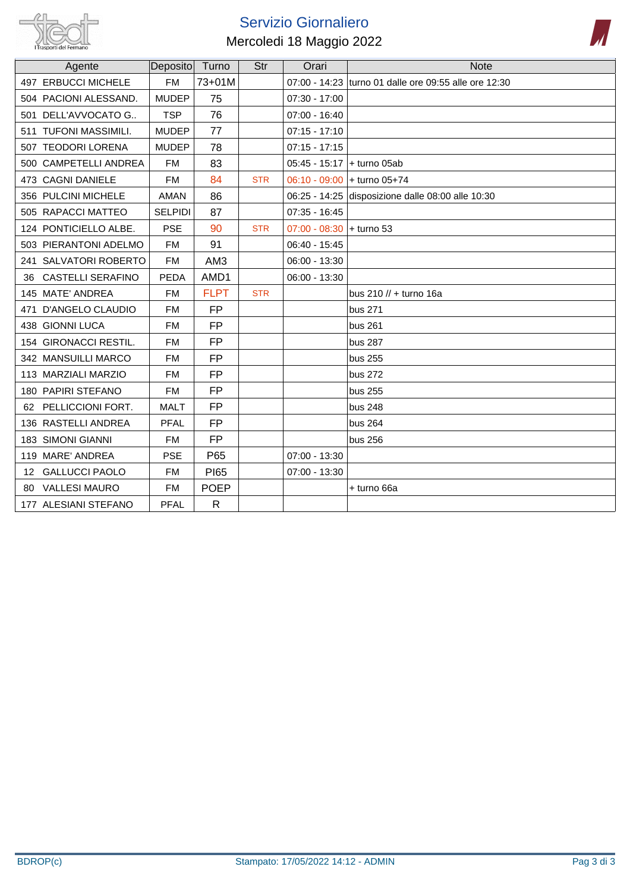# Servizio Giornaliero

Mercoledi 18 Maggio 2022

| Agente | Deposito | Turno | Str | Orari | Note |
|---|---|---|---|---|---|
| 497 ERBUCCI MICHELE | FM | 73+01M | | 07:00 - 14:23 | turno 01 dalle ore 09:55 alle ore 12:30 |
| 504 PACIONI ALESSAND. | MUDEP | 75 | | 07:30 - 17:00 | |
| 501 DELL'AVVOCATO G.. | TSP | 76 | | 07:00 - 16:40 | |
| 511 TUFONI MASSIMILI. | MUDEP | 77 | | 07:15 - 17:10 | |
| 507 TEODORI LORENA | MUDEP | 78 | | 07:15 - 17:15 | |
| 500 CAMPETELLI ANDREA | FM | 83 | | 05:45 - 15:17 | + turno 05ab |
| 473 CAGNI DANIELE | FM | 84 | STR | 06:10 - 09:00 | + turno 05+74 |
| 356 PULCINI MICHELE | AMAN | 86 | | 06:25 - 14:25 | disposizione dalle 08:00 alle 10:30 |
| 505 RAPACCI MATTEO | SELPIDI | 87 | | 07:35 - 16:45 | |
| 124 PONTICIELLO ALBE. | PSE | 90 | STR | 07:00 - 08:30 | + turno 53 |
| 503 PIERANTONI ADELMO | FM | 91 | | 06:40 - 15:45 | |
| 241 SALVATORI ROBERTO | FM | AM3 | | 06:00 - 13:30 | |
| 36 CASTELLI SERAFINO | PEDA | AMD1 | | 06:00 - 13:30 | |
| 145 MATE' ANDREA | FM | FLPT | STR | | bus 210 // + turno 16a |
| 471 D'ANGELO CLAUDIO | FM | FP | | | bus 271 |
| 438 GIONNI LUCA | FM | FP | | | bus 261 |
| 154 GIRONACCI RESTIL. | FM | FP | | | bus 287 |
| 342 MANSUILLI MARCO | FM | FP | | | bus 255 |
| 113 MARZIALI MARZIO | FM | FP | | | bus 272 |
| 180 PAPIRI STEFANO | FM | FP | | | bus 255 |
| 62 PELLICCIONI FORT. | MALT | FP | | | bus 248 |
| 136 RASTELLI ANDREA | PFAL | FP | | | bus 264 |
| 183 SIMONI GIANNI | FM | FP | | | bus 256 |
| 119 MARE' ANDREA | PSE | P65 | | 07:00 - 13:30 | |
| 12 GALLUCCI PAOLO | FM | PI65 | | 07:00 - 13:30 | |
| 80 VALLESI MAURO | FM | POEP | | | + turno 66a |
| 177 ALESIANI STEFANO | PFAL | R | | | |

BDROP(c) Stampato: 17/05/2022 14:12 - ADMIN